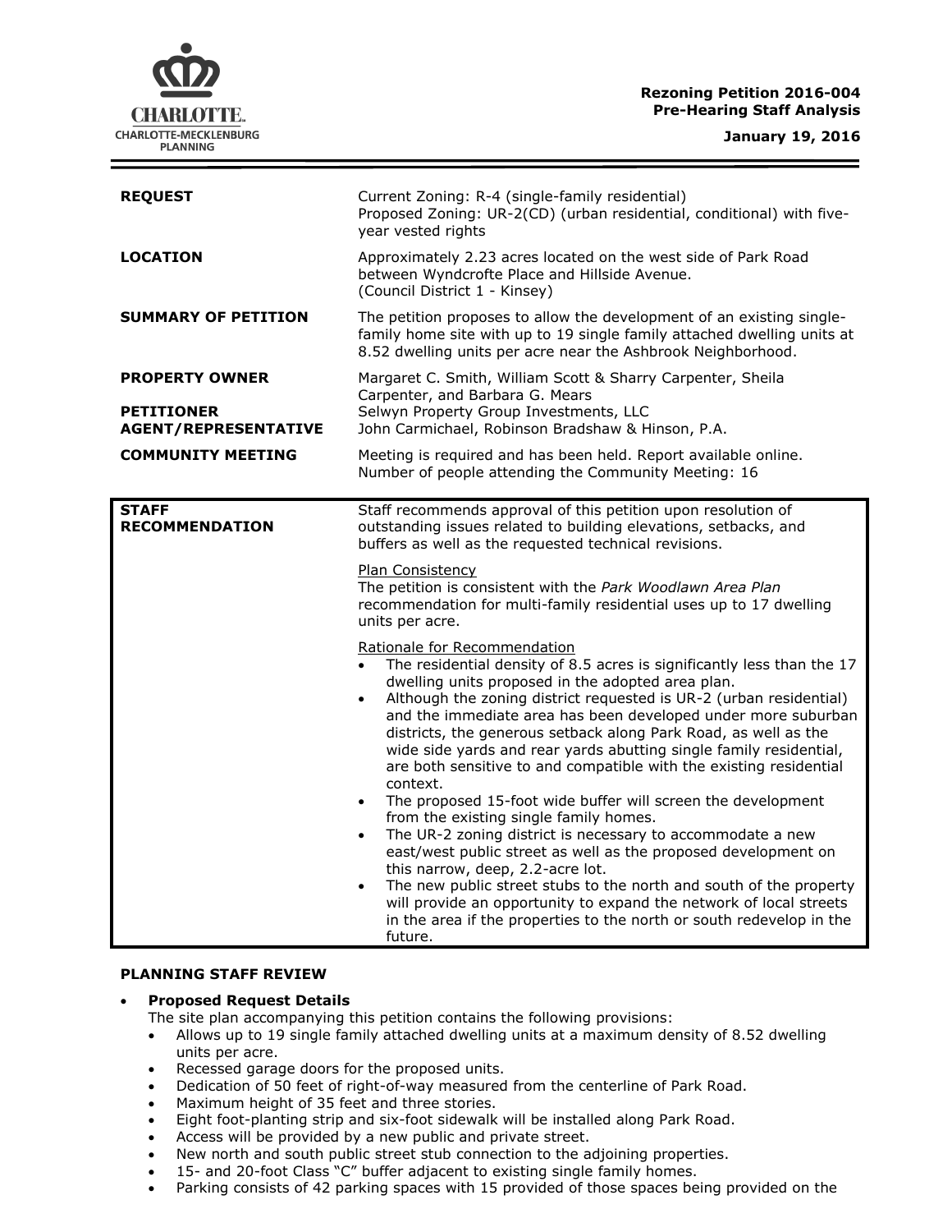**Rezoning Petition 2016-004**
**Pre-Hearing Staff Analysis**

**January 19, 2016**

| | |
|---|---|
| **REQUEST** | Current Zoning: R-4 (single-family residential)<br>Proposed Zoning: UR-2(CD) (urban residential, conditional) with five-year vested rights |
| **LOCATION** | Approximately 2.23 acres located on the west side of Park Road between Wyndcrofte Place and Hillside Avenue.<br>(Council District 1 - Kinsey) |
| **SUMMARY OF PETITION** | The petition proposes to allow the development of an existing single-family home site with up to 19 single family attached dwelling units at 8.52 dwelling units per acre near the Ashbrook Neighborhood. |
| **PROPERTY OWNER** | Margaret C. Smith, William Scott & Sharry Carpenter, Sheila Carpenter, and Barbara G. Mears |
| **PETITIONER** | Selwyn Property Group Investments, LLC |
| **AGENT/REPRESENTATIVE** | John Carmichael, Robinson Bradshaw & Hinson, P.A. |
| **COMMUNITY MEETING** | Meeting is required and has been held. Report available online.<br>Number of people attending the Community Meeting: 16 |

| | |
|---|---|
| **STAFF RECOMMENDATION** | Staff recommends approval of this petition upon resolution of outstanding issues related to building elevations, setbacks, and buffers as well as the requested technical revisions.<br><br>Plan Consistency<br>The petition is consistent with the *Park Woodlawn Area Plan* recommendation for multi-family residential uses up to 17 dwelling units per acre.<br><br>Rationale for Recommendation<br>• The residential density of 8.5 acres is significantly less than the 17 dwelling units proposed in the adopted area plan.<br>• Although the zoning district requested is UR-2 (urban residential) and the immediate area has been developed under more suburban districts, the generous setback along Park Road, as well as the wide side yards and rear yards abutting single family residential, are both sensitive to and compatible with the existing residential context.<br>• The proposed 15-foot wide buffer will screen the development from the existing single family homes.<br>• The UR-2 zoning district is necessary to accommodate a new east/west public street as well as the proposed development on this narrow, deep, 2.2-acre lot.<br>• The new public street stubs to the north and south of the property will provide an opportunity to expand the network of local streets in the area if the properties to the north or south redevelop in the future. |

**PLANNING STAFF REVIEW**

- **Proposed Request Details**
  The site plan accompanying this petition contains the following provisions:
  - Allows up to 19 single family attached dwelling units at a maximum density of 8.52 dwelling units per acre.
  - Recessed garage doors for the proposed units.
  - Dedication of 50 feet of right-of-way measured from the centerline of Park Road.
  - Maximum height of 35 feet and three stories.
  - Eight foot-planting strip and six-foot sidewalk will be installed along Park Road.
  - Access will be provided by a new public and private street.
  - New north and south public street stub connection to the adjoining properties.
  - 15- and 20-foot Class "C" buffer adjacent to existing single family homes.
  - Parking consists of 42 parking spaces with 15 provided of those spaces being provided on the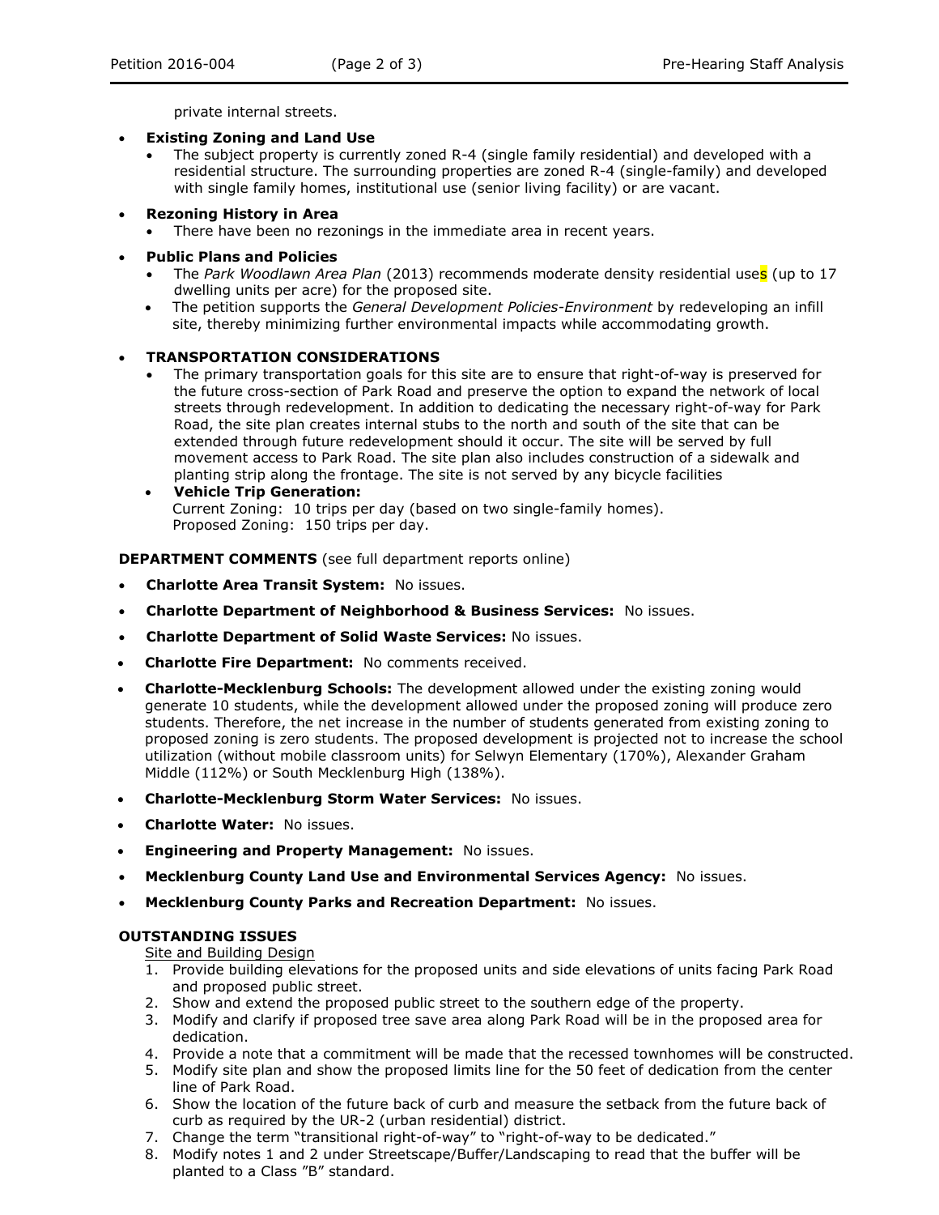private internal streets.

- **Existing Zoning and Land Use**
  - The subject property is currently zoned R-4 (single family residential) and developed with a residential structure. The surrounding properties are zoned R-4 (single-family) and developed with single family homes, institutional use (senior living facility) or are vacant.

- **Rezoning History in Area**
  - There have been no rezonings in the immediate area in recent years.

- **Public Plans and Policies**
  - The *Park Woodlawn Area Plan* (2013) recommends moderate density residential uses (up to 17 dwelling units per acre) for the proposed site.
  - The petition supports the *General Development Policies-Environment* by redeveloping an infill site, thereby minimizing further environmental impacts while accommodating growth.

- **TRANSPORTATION CONSIDERATIONS**
  - The primary transportation goals for this site are to ensure that right-of-way is preserved for the future cross-section of Park Road and preserve the option to expand the network of local streets through redevelopment. In addition to dedicating the necessary right-of-way for Park Road, the site plan creates internal stubs to the north and south of the site that can be extended through future redevelopment should it occur. The site will be served by full movement access to Park Road. The site plan also includes construction of a sidewalk and planting strip along the frontage. The site is not served by any bicycle facilities
  - **Vehicle Trip Generation:**
    Current Zoning: 10 trips per day (based on two single-family homes).
    Proposed Zoning: 150 trips per day.

**DEPARTMENT COMMENTS** (see full department reports online)

- **Charlotte Area Transit System:** No issues.
- **Charlotte Department of Neighborhood & Business Services:** No issues.
- **Charlotte Department of Solid Waste Services:** No issues.
- **Charlotte Fire Department:** No comments received.
- **Charlotte-Mecklenburg Schools:** The development allowed under the existing zoning would generate 10 students, while the development allowed under the proposed zoning will produce zero students. Therefore, the net increase in the number of students generated from existing zoning to proposed zoning is zero students. The proposed development is projected not to increase the school utilization (without mobile classroom units) for Selwyn Elementary (170%), Alexander Graham Middle (112%) or South Mecklenburg High (138%).
- **Charlotte-Mecklenburg Storm Water Services:** No issues.
- **Charlotte Water:** No issues.
- **Engineering and Property Management:** No issues.
- **Mecklenburg County Land Use and Environmental Services Agency:** No issues.
- **Mecklenburg County Parks and Recreation Department:** No issues.

**OUTSTANDING ISSUES**

Site and Building Design

1. Provide building elevations for the proposed units and side elevations of units facing Park Road and proposed public street.
2. Show and extend the proposed public street to the southern edge of the property.
3. Modify and clarify if proposed tree save area along Park Road will be in the proposed area for dedication.
4. Provide a note that a commitment will be made that the recessed townhomes will be constructed.
5. Modify site plan and show the proposed limits line for the 50 feet of dedication from the center line of Park Road.
6. Show the location of the future back of curb and measure the setback from the future back of curb as required by the UR-2 (urban residential) district.
7. Change the term "transitional right-of-way" to "right-of-way to be dedicated."
8. Modify notes 1 and 2 under Streetscape/Buffer/Landscaping to read that the buffer will be planted to a Class "B" standard.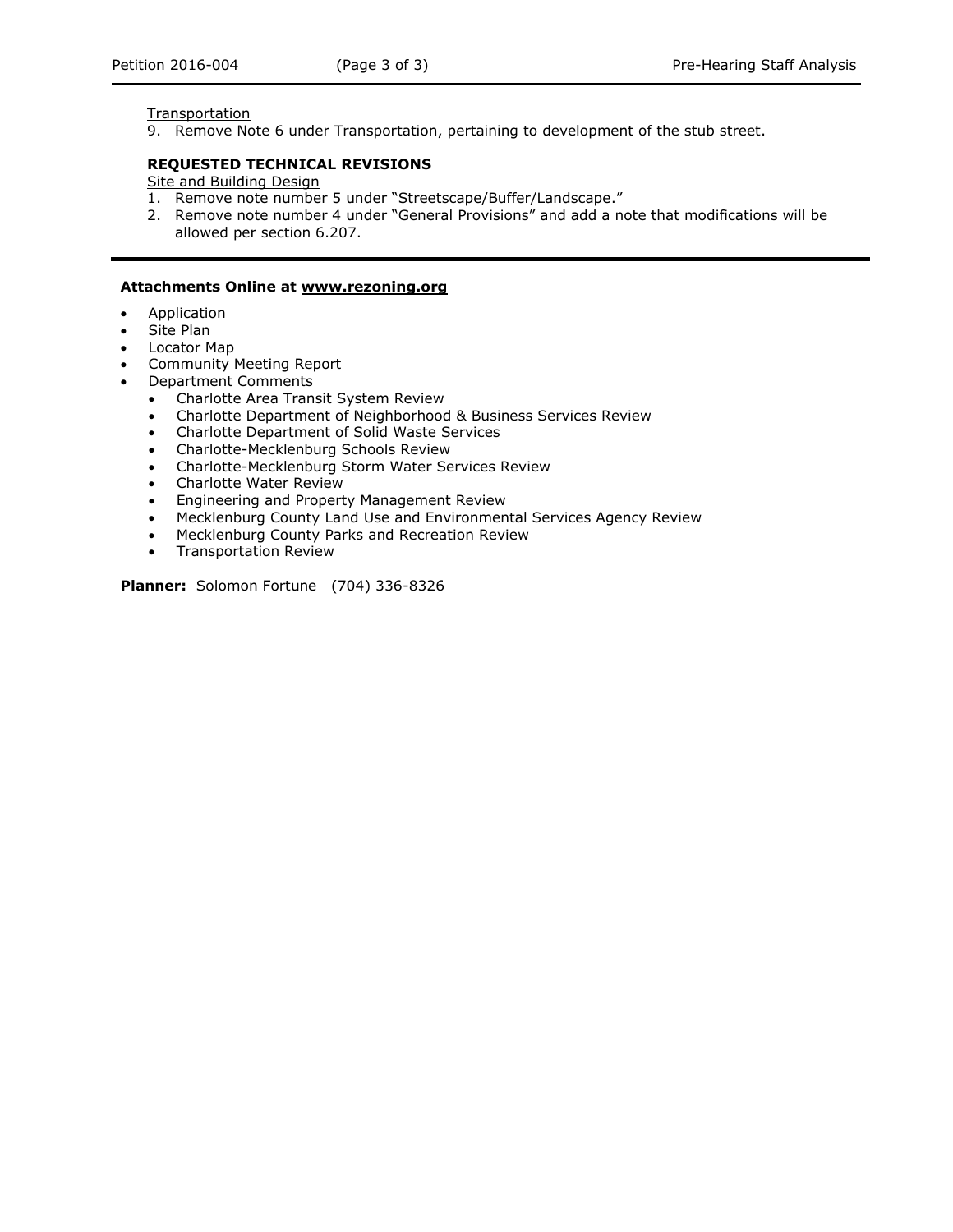Transportation

9. Remove Note 6 under Transportation, pertaining to development of the stub street.

**REQUESTED TECHNICAL REVISIONS**

Site and Building Design

1. Remove note number 5 under "Streetscape/Buffer/Landscape."
2. Remove note number 4 under "General Provisions" and add a note that modifications will be allowed per section 6.207.

---

**Attachments Online at www.rezoning.org**

- Application
- Site Plan
- Locator Map
- Community Meeting Report
- Department Comments
  - Charlotte Area Transit System Review
  - Charlotte Department of Neighborhood & Business Services Review
  - Charlotte Department of Solid Waste Services
  - Charlotte-Mecklenburg Schools Review
  - Charlotte-Mecklenburg Storm Water Services Review
  - Charlotte Water Review
  - Engineering and Property Management Review
  - Mecklenburg County Land Use and Environmental Services Agency Review
  - Mecklenburg County Parks and Recreation Review
  - Transportation Review

**Planner:** Solomon Fortune (704) 336-8326